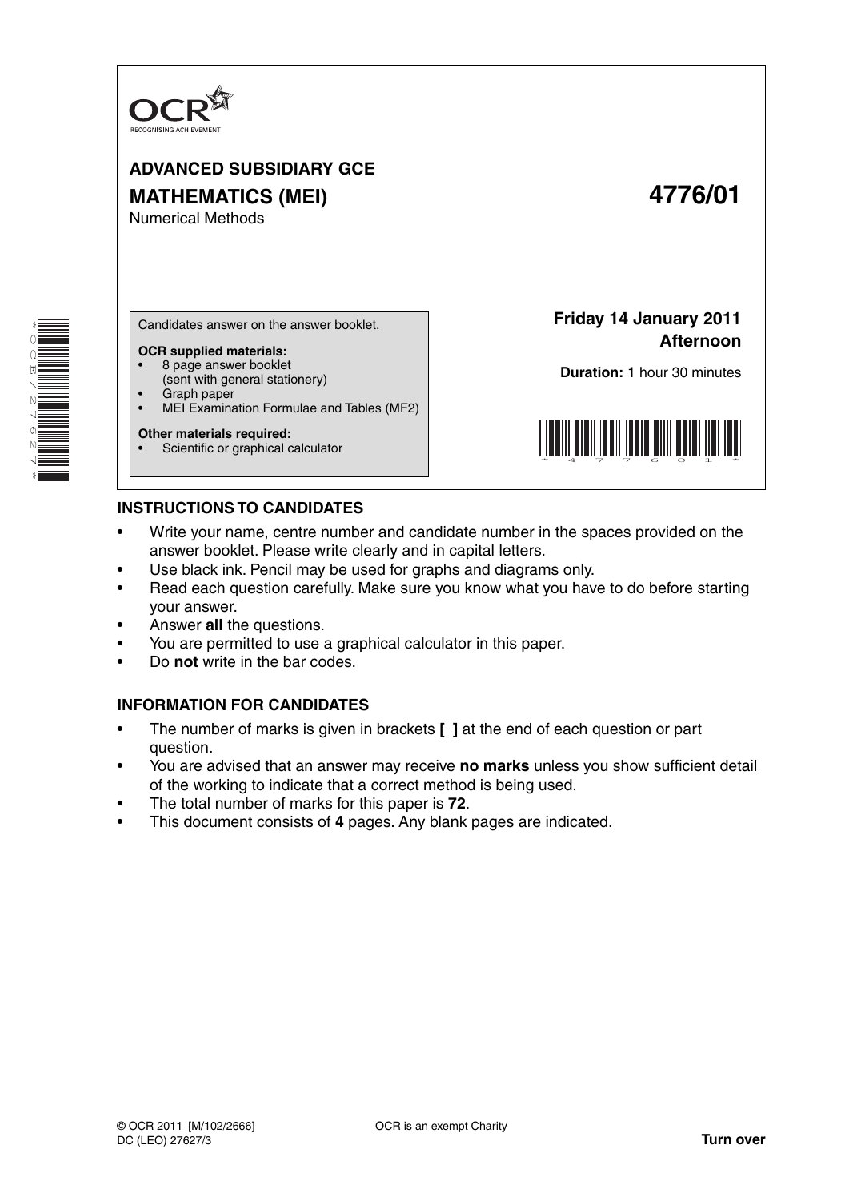OCR
RECOGNISING ACHIEVEMENT

**ADVANCED SUBSIDIARY GCE**

**MATHEMATICS (MEI)** **4776/01**

Numerical Methods

Candidates answer on the answer booklet.

**OCR supplied materials:**

- 8 page answer booklet (sent with general stationery)
- Graph paper
- MEI Examination Formulae and Tables (MF2)

**Other materials required:**

- Scientific or graphical calculator

**Friday 14 January 2011**
**Afternoon**

**Duration:** 1 hour 30 minutes

## INSTRUCTIONS TO CANDIDATES

- Write your name, centre number and candidate number in the spaces provided on the answer booklet. Please write clearly and in capital letters.
- Use black ink. Pencil may be used for graphs and diagrams only.
- Read each question carefully. Make sure you know what you have to do before starting your answer.
- Answer **all** the questions.
- You are permitted to use a graphical calculator in this paper.
- Do **not** write in the bar codes.

## INFORMATION FOR CANDIDATES

- The number of marks is given in brackets **[ ]** at the end of each question or part question.
- You are advised that an answer may receive **no marks** unless you show sufficient detail of the working to indicate that a correct method is being used.
- The total number of marks for this paper is **72**.
- This document consists of **4** pages. Any blank pages are indicated.

© OCR 2011 [M/102/2666] OCR is an exempt Charity
DC (LEO) 27627/3

**Turn over**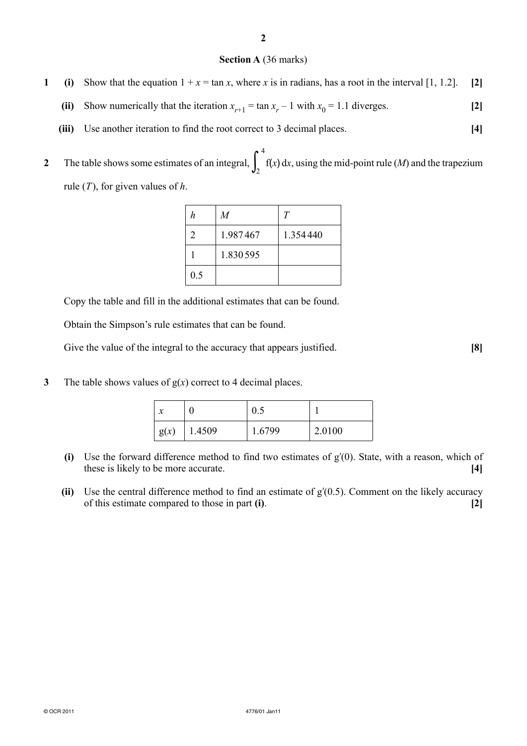## Section A (36 marks)

**1** **(i)** Show that the equation $1 + x = \tan x$, where $x$ is in radians, has a root in the interval $[1, 1.2]$. **[2]**

**(ii)** Show numerically that the iteration $x_{r+1} = \tan x_r - 1$ with $x_0 = 1.1$ diverges. **[2]**

**(iii)** Use another iteration to find the root correct to 3 decimal places. **[4]**

**2** The table shows some estimates of an integral, $\int_2^4 f(x)\,dx$, using the mid-point rule ($M$) and the trapezium rule ($T$), for given values of $h$.

| $h$ | $M$ | $T$ |
|---|---|---|
| 2 | 1.987467 | 1.354440 |
| 1 | 1.830595 | |
| 0.5 | | |

Copy the table and fill in the additional estimates that can be found.

Obtain the Simpson's rule estimates that can be found.

Give the value of the integral to the accuracy that appears justified. **[8]**

**3** The table shows values of $g(x)$ correct to 4 decimal places.

| $x$ | 0 | 0.5 | 1 |
|---|---|---|---|
| $g(x)$ | 1.4509 | 1.6799 | 2.0100 |

**(i)** Use the forward difference method to find two estimates of $g'(0)$. State, with a reason, which of these is likely to be more accurate. **[4]**

**(ii)** Use the central difference method to find an estimate of $g'(0.5)$. Comment on the likely accuracy of this estimate compared to those in part **(i)**. **[2]**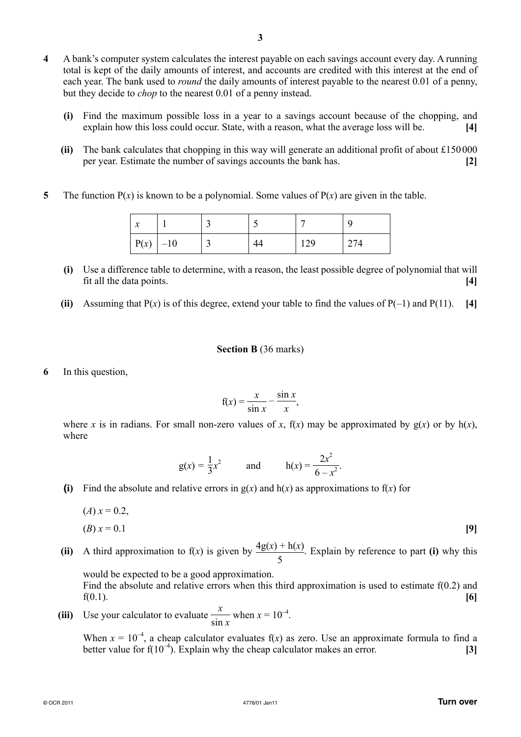**4** A bank's computer system calculates the interest payable on each savings account every day. A running total is kept of the daily amounts of interest, and accounts are credited with this interest at the end of each year. The bank used to *round* the daily amounts of interest payable to the nearest 0.01 of a penny, but they decide to *chop* to the nearest 0.01 of a penny instead.

**(i)** Find the maximum possible loss in a year to a savings account because of the chopping, and explain how this loss could occur. State, with a reason, what the average loss will be. **[4]**

**(ii)** The bank calculates that chopping in this way will generate an additional profit of about £150 000 per year. Estimate the number of savings accounts the bank has. **[2]**

**5** The function $\mathrm{P}(x)$ is known to be a polynomial. Some values of $\mathrm{P}(x)$ are given in the table.

| $x$ | 1 | 3 | 5 | 7 | 9 |
|---|---|---|---|---|---|
| $\mathrm{P}(x)$ | –10 | 3 | 44 | 129 | 274 |

**(i)** Use a difference table to determine, with a reason, the least possible degree of polynomial that will fit all the data points. **[4]**

**(ii)** Assuming that $\mathrm{P}(x)$ is of this degree, extend your table to find the values of $\mathrm{P}(-1)$ and $\mathrm{P}(11)$. **[4]**

## Section B (36 marks)

**6** In this question,

$$\mathrm{f}(x) = \frac{x}{\sin x} - \frac{\sin x}{x},$$

where $x$ is in radians. For small non-zero values of $x$, $\mathrm{f}(x)$ may be approximated by $\mathrm{g}(x)$ or by $\mathrm{h}(x)$, where

$$\mathrm{g}(x) = \frac{1}{3}x^2 \qquad \text{and} \qquad \mathrm{h}(x) = \frac{2x^2}{6 - x^2}.$$

**(i)** Find the absolute and relative errors in $\mathrm{g}(x)$ and $\mathrm{h}(x)$ as approximations to $\mathrm{f}(x)$ for

($A$) $x = 0.2$,

($B$) $x = 0.1$ **[9]**

**(ii)** A third approximation to $\mathrm{f}(x)$ is given by $\dfrac{4\mathrm{g}(x) + \mathrm{h}(x)}{5}$. Explain by reference to part **(i)** why this would be expected to be a good approximation.

Find the absolute and relative errors when this third approximation is used to estimate $\mathrm{f}(0.2)$ and $\mathrm{f}(0.1)$. **[6]**

**(iii)** Use your calculator to evaluate $\dfrac{x}{\sin x}$ when $x = 10^{-4}$.

When $x = 10^{-4}$, a cheap calculator evaluates $\mathrm{f}(x)$ as zero. Use an approximate formula to find a better value for $\mathrm{f}(10^{-4})$. Explain why the cheap calculator makes an error. **[3]**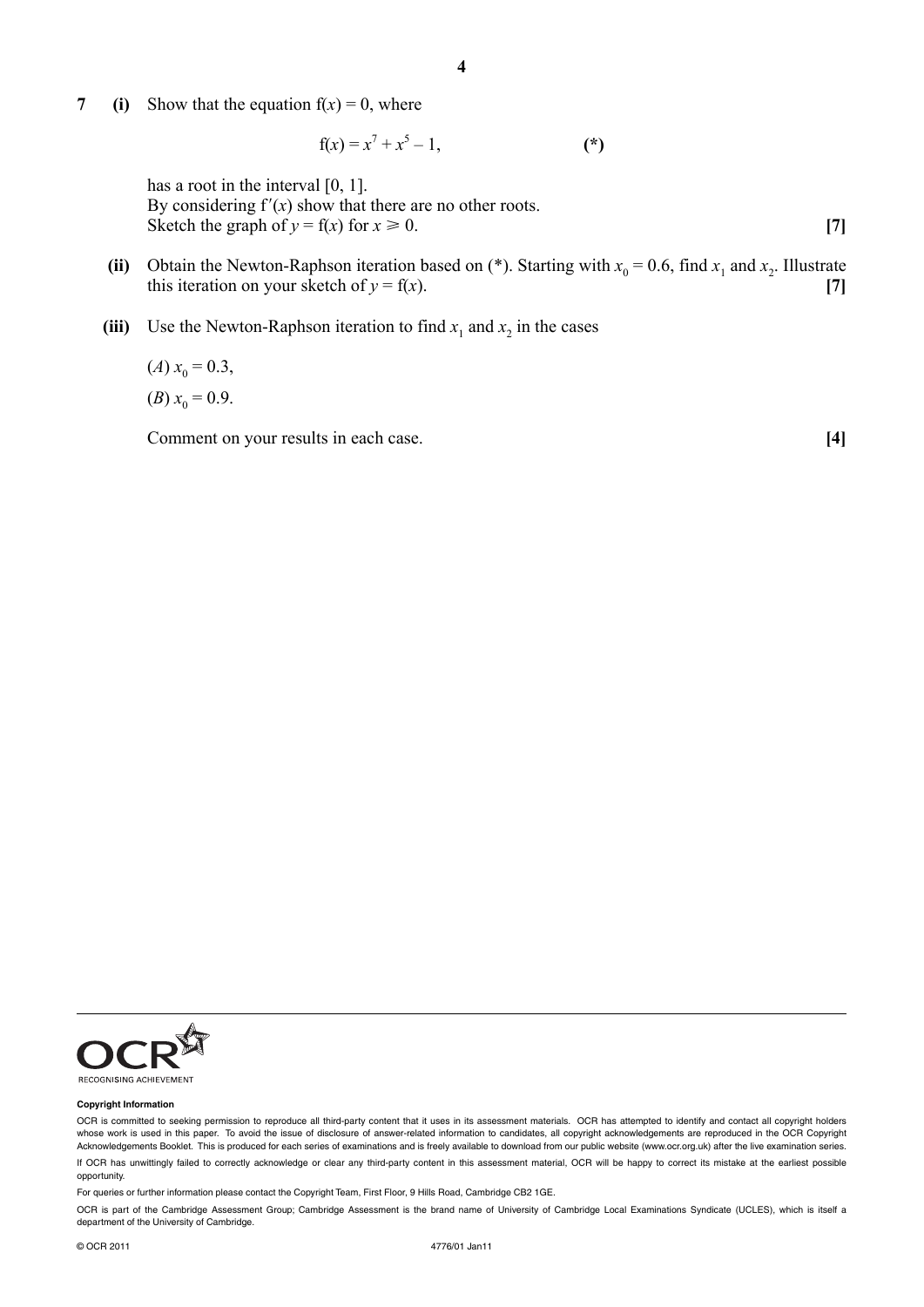**7 (i)** Show that the equation $f(x) = 0$, where

$$f(x) = x^7 + x^5 - 1, \qquad (*)$$

has a root in the interval $[0, 1]$.
By considering $f'(x)$ show that there are no other roots.
Sketch the graph of $y = f(x)$ for $x \geqslant 0$. **[7]**

**(ii)** Obtain the Newton-Raphson iteration based on (*). Starting with $x_0 = 0.6$, find $x_1$ and $x_2$. Illustrate this iteration on your sketch of $y = f(x)$. **[7]**

**(iii)** Use the Newton-Raphson iteration to find $x_1$ and $x_2$ in the cases

($A$) $x_0 = 0.3$,

($B$) $x_0 = 0.9$.

Comment on your results in each case. **[4]**

**Copyright Information**

OCR is committed to seeking permission to reproduce all third-party content that it uses in its assessment materials. OCR has attempted to identify and contact all copyright holders whose work is used in this paper. To avoid the issue of disclosure of answer-related information to candidates, all copyright acknowledgements are reproduced in the OCR Copyright Acknowledgements Booklet. This is produced for each series of examinations and is freely available to download from our public website (www.ocr.org.uk) after the live examination series.

If OCR has unwittingly failed to correctly acknowledge or clear any third-party content in this assessment material, OCR will be happy to correct its mistake at the earliest possible opportunity.

For queries or further information please contact the Copyright Team, First Floor, 9 Hills Road, Cambridge CB2 1GE.

OCR is part of the Cambridge Assessment Group; Cambridge Assessment is the brand name of University of Cambridge Local Examinations Syndicate (UCLES), which is itself a department of the University of Cambridge.

© OCR 2011 4776/01 Jan11